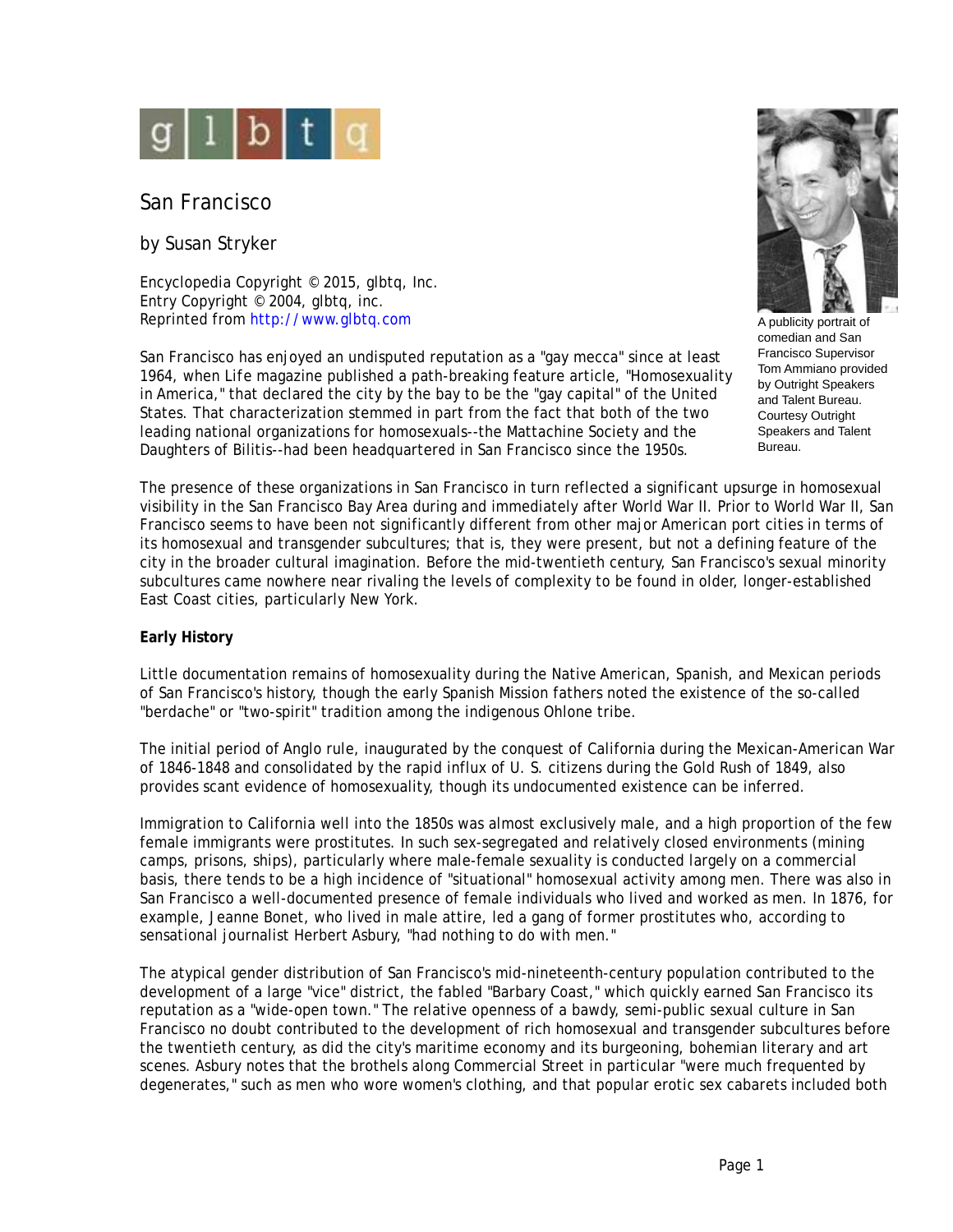# San Francisco

by Susan Stryker

Encyclopedia Copyright © 2015, glbtq, Inc.
Entry Copyright © 2004, glbtq, inc.
Reprinted from http://www.glbtq.com

A publicity portrait of comedian and San Francisco Supervisor Tom Ammiano provided by Outright Speakers and Talent Bureau. Courtesy Outright Speakers and Talent Bureau.

San Francisco has enjoyed an undisputed reputation as a "gay mecca" since at least 1964, when Life magazine published a path-breaking feature article, "Homosexuality in America," that declared the city by the bay to be the "gay capital" of the United States. That characterization stemmed in part from the fact that both of the two leading national organizations for homosexuals--the Mattachine Society and the Daughters of Bilitis--had been headquartered in San Francisco since the 1950s.

The presence of these organizations in San Francisco in turn reflected a significant upsurge in homosexual visibility in the San Francisco Bay Area during and immediately after World War II. Prior to World War II, San Francisco seems to have been not significantly different from other major American port cities in terms of its homosexual and transgender subcultures; that is, they were present, but not a defining feature of the city in the broader cultural imagination. Before the mid-twentieth century, San Francisco's sexual minority subcultures came nowhere near rivaling the levels of complexity to be found in older, longer-established East Coast cities, particularly New York.

**Early History**

Little documentation remains of homosexuality during the Native American, Spanish, and Mexican periods of San Francisco's history, though the early Spanish Mission fathers noted the existence of the so-called "berdache" or "two-spirit" tradition among the indigenous Ohlone tribe.

The initial period of Anglo rule, inaugurated by the conquest of California during the Mexican-American War of 1846-1848 and consolidated by the rapid influx of U. S. citizens during the Gold Rush of 1849, also provides scant evidence of homosexuality, though its undocumented existence can be inferred.

Immigration to California well into the 1850s was almost exclusively male, and a high proportion of the few female immigrants were prostitutes. In such sex-segregated and relatively closed environments (mining camps, prisons, ships), particularly where male-female sexuality is conducted largely on a commercial basis, there tends to be a high incidence of "situational" homosexual activity among men. There was also in San Francisco a well-documented presence of female individuals who lived and worked as men. In 1876, for example, Jeanne Bonet, who lived in male attire, led a gang of former prostitutes who, according to sensational journalist Herbert Asbury, "had nothing to do with men."

The atypical gender distribution of San Francisco's mid-nineteenth-century population contributed to the development of a large "vice" district, the fabled "Barbary Coast," which quickly earned San Francisco its reputation as a "wide-open town." The relative openness of a bawdy, semi-public sexual culture in San Francisco no doubt contributed to the development of rich homosexual and transgender subcultures before the twentieth century, as did the city's maritime economy and its burgeoning, bohemian literary and art scenes. Asbury notes that the brothels along Commercial Street in particular "were much frequented by degenerates," such as men who wore women's clothing, and that popular erotic sex cabarets included both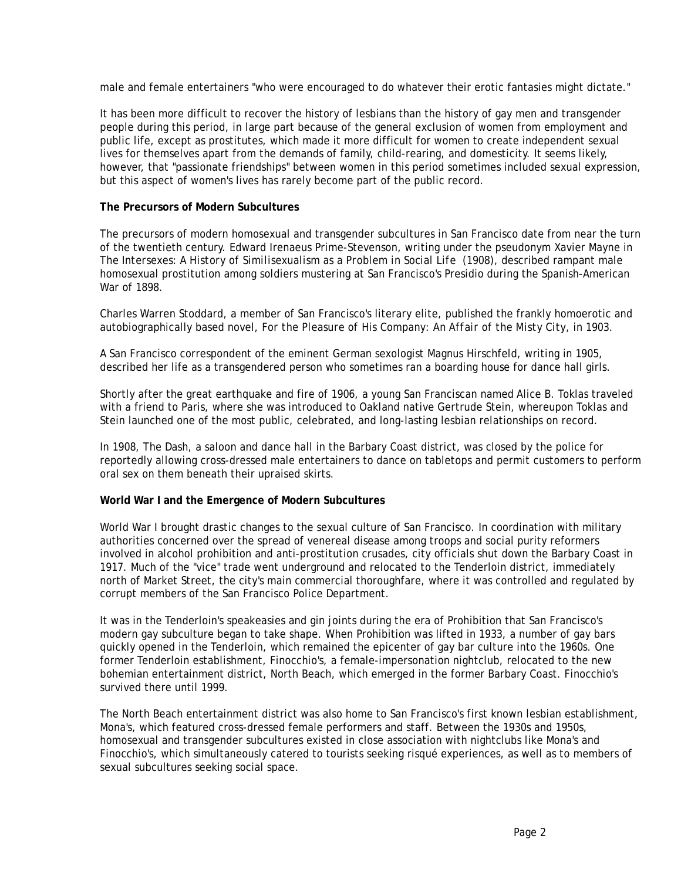male and female entertainers "who were encouraged to do whatever their erotic fantasies might dictate."

It has been more difficult to recover the history of lesbians than the history of gay men and transgender people during this period, in large part because of the general exclusion of women from employment and public life, except as prostitutes, which made it more difficult for women to create independent sexual lives for themselves apart from the demands of family, child-rearing, and domesticity. It seems likely, however, that "passionate friendships" between women in this period sometimes included sexual expression, but this aspect of women's lives has rarely become part of the public record.

**The Precursors of Modern Subcultures**

The precursors of modern homosexual and transgender subcultures in San Francisco date from near the turn of the twentieth century. Edward Irenaeus Prime-Stevenson, writing under the pseudonym Xavier Mayne in *The Intersexes: A History of Similisexualism as a Problem in Social Life* (1908), described rampant male homosexual prostitution among soldiers mustering at San Francisco's Presidio during the Spanish-American War of 1898.

Charles Warren Stoddard, a member of San Francisco's literary elite, published the frankly homoerotic and autobiographically based novel, *For the Pleasure of His Company: An Affair of the Misty City*, in 1903.

A San Francisco correspondent of the eminent German sexologist Magnus Hirschfeld, writing in 1905, described her life as a transgendered person who sometimes ran a boarding house for dance hall girls.

Shortly after the great earthquake and fire of 1906, a young San Franciscan named Alice B. Toklas traveled with a friend to Paris, where she was introduced to Oakland native Gertrude Stein, whereupon Toklas and Stein launched one of the most public, celebrated, and long-lasting lesbian relationships on record.

In 1908, The Dash, a saloon and dance hall in the Barbary Coast district, was closed by the police for reportedly allowing cross-dressed male entertainers to dance on tabletops and permit customers to perform oral sex on them beneath their upraised skirts.

**World War I and the Emergence of Modern Subcultures**

World War I brought drastic changes to the sexual culture of San Francisco. In coordination with military authorities concerned over the spread of venereal disease among troops and social purity reformers involved in alcohol prohibition and anti-prostitution crusades, city officials shut down the Barbary Coast in 1917. Much of the "vice" trade went underground and relocated to the Tenderloin district, immediately north of Market Street, the city's main commercial thoroughfare, where it was controlled and regulated by corrupt members of the San Francisco Police Department.

It was in the Tenderloin's speakeasies and gin joints during the era of Prohibition that San Francisco's modern gay subculture began to take shape. When Prohibition was lifted in 1933, a number of gay bars quickly opened in the Tenderloin, which remained the epicenter of gay bar culture into the 1960s. One former Tenderloin establishment, Finocchio's, a female-impersonation nightclub, relocated to the new bohemian entertainment district, North Beach, which emerged in the former Barbary Coast. Finocchio's survived there until 1999.

The North Beach entertainment district was also home to San Francisco's first known lesbian establishment, Mona's, which featured cross-dressed female performers and staff. Between the 1930s and 1950s, homosexual and transgender subcultures existed in close association with nightclubs like Mona's and Finocchio's, which simultaneously catered to tourists seeking risqué experiences, as well as to members of sexual subcultures seeking social space.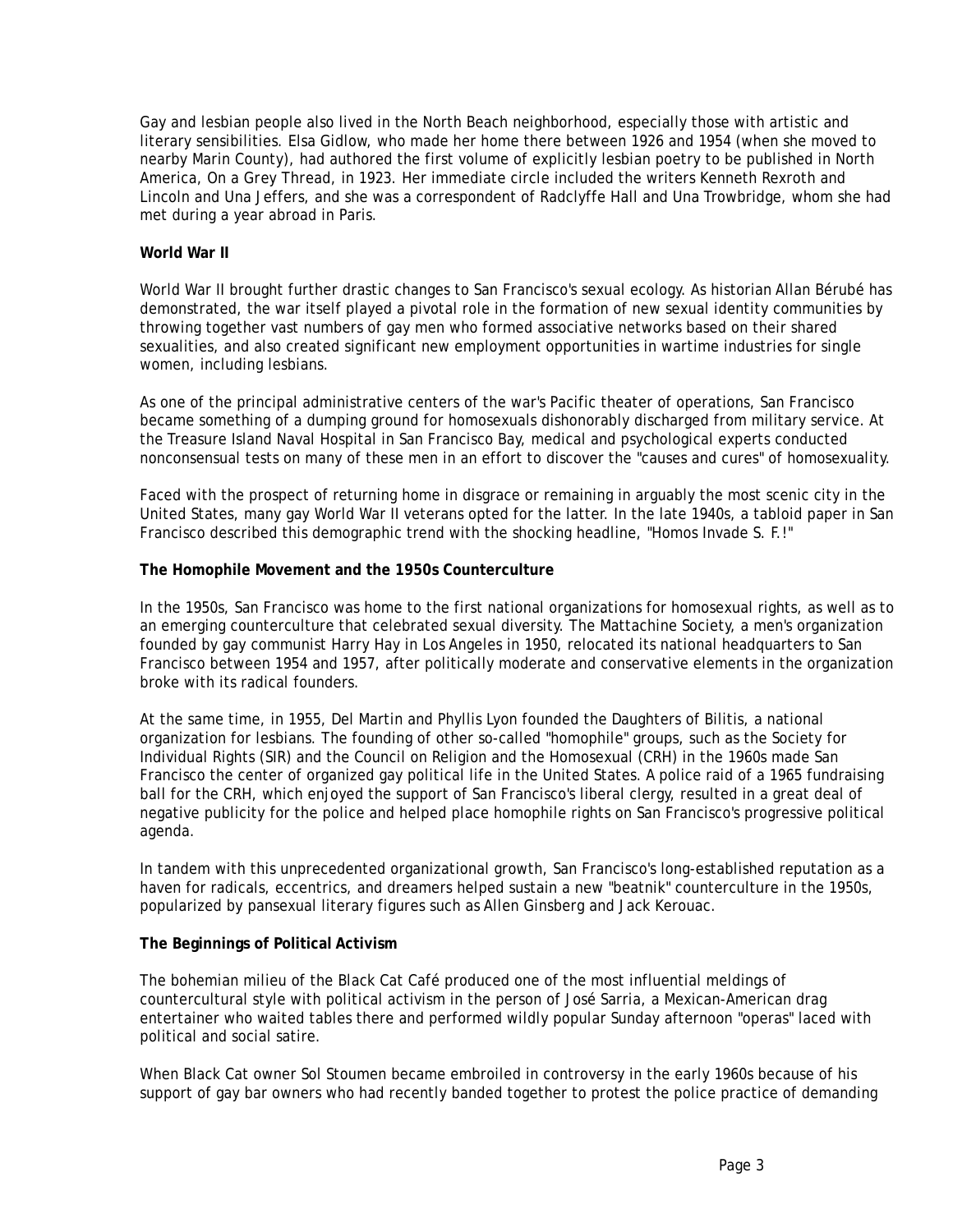Gay and lesbian people also lived in the North Beach neighborhood, especially those with artistic and literary sensibilities. Elsa Gidlow, who made her home there between 1926 and 1954 (when she moved to nearby Marin County), had authored the first volume of explicitly lesbian poetry to be published in North America, On a Grey Thread, in 1923. Her immediate circle included the writers Kenneth Rexroth and Lincoln and Una Jeffers, and she was a correspondent of Radclyffe Hall and Una Trowbridge, whom she had met during a year abroad in Paris.

**World War II**

World War II brought further drastic changes to San Francisco's sexual ecology. As historian Allan Bérubé has demonstrated, the war itself played a pivotal role in the formation of new sexual identity communities by throwing together vast numbers of gay men who formed associative networks based on their shared sexualities, and also created significant new employment opportunities in wartime industries for single women, including lesbians.

As one of the principal administrative centers of the war's Pacific theater of operations, San Francisco became something of a dumping ground for homosexuals dishonorably discharged from military service. At the Treasure Island Naval Hospital in San Francisco Bay, medical and psychological experts conducted nonconsensual tests on many of these men in an effort to discover the "causes and cures" of homosexuality.

Faced with the prospect of returning home in disgrace or remaining in arguably the most scenic city in the United States, many gay World War II veterans opted for the latter. In the late 1940s, a tabloid paper in San Francisco described this demographic trend with the shocking headline, "Homos Invade S. F.!"

**The Homophile Movement and the 1950s Counterculture**

In the 1950s, San Francisco was home to the first national organizations for homosexual rights, as well as to an emerging counterculture that celebrated sexual diversity. The Mattachine Society, a men's organization founded by gay communist Harry Hay in Los Angeles in 1950, relocated its national headquarters to San Francisco between 1954 and 1957, after politically moderate and conservative elements in the organization broke with its radical founders.

At the same time, in 1955, Del Martin and Phyllis Lyon founded the Daughters of Bilitis, a national organization for lesbians. The founding of other so-called "homophile" groups, such as the Society for Individual Rights (SIR) and the Council on Religion and the Homosexual (CRH) in the 1960s made San Francisco the center of organized gay political life in the United States. A police raid of a 1965 fundraising ball for the CRH, which enjoyed the support of San Francisco's liberal clergy, resulted in a great deal of negative publicity for the police and helped place homophile rights on San Francisco's progressive political agenda.

In tandem with this unprecedented organizational growth, San Francisco's long-established reputation as a haven for radicals, eccentrics, and dreamers helped sustain a new "beatnik" counterculture in the 1950s, popularized by pansexual literary figures such as Allen Ginsberg and Jack Kerouac.

**The Beginnings of Political Activism**

The bohemian milieu of the Black Cat Café produced one of the most influential meldings of countercultural style with political activism in the person of José Sarria, a Mexican-American drag entertainer who waited tables there and performed wildly popular Sunday afternoon "operas" laced with political and social satire.

When Black Cat owner Sol Stoumen became embroiled in controversy in the early 1960s because of his support of gay bar owners who had recently banded together to protest the police practice of demanding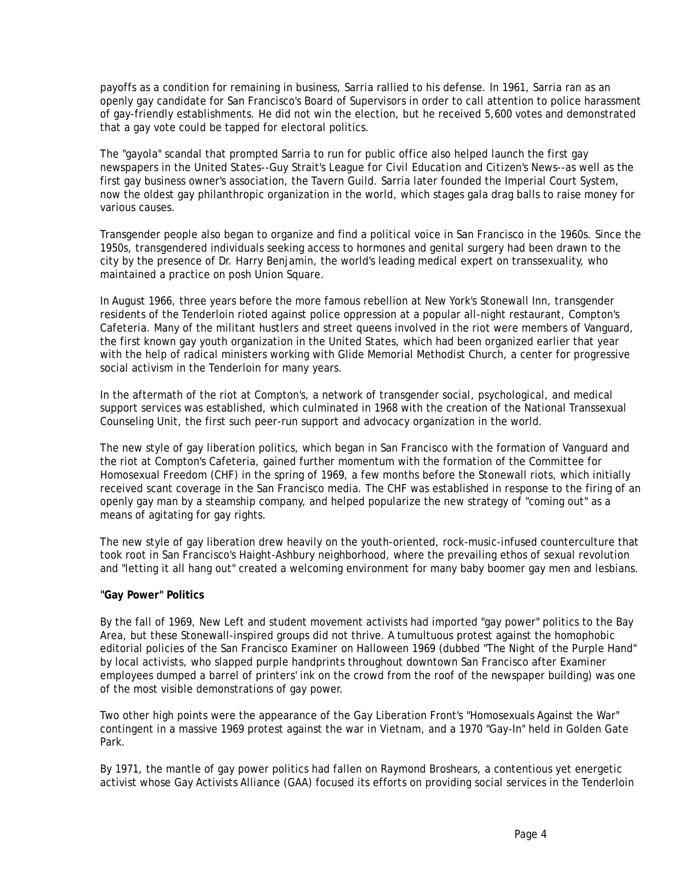payoffs as a condition for remaining in business, Sarria rallied to his defense. In 1961, Sarria ran as an openly gay candidate for San Francisco's Board of Supervisors in order to call attention to police harassment of gay-friendly establishments. He did not win the election, but he received 5,600 votes and demonstrated that a gay vote could be tapped for electoral politics.

The "gayola" scandal that prompted Sarria to run for public office also helped launch the first gay newspapers in the United States--Guy Strait's League for Civil Education and Citizen's News--as well as the first gay business owner's association, the Tavern Guild. Sarria later founded the Imperial Court System, now the oldest gay philanthropic organization in the world, which stages gala drag balls to raise money for various causes.

Transgender people also began to organize and find a political voice in San Francisco in the 1960s. Since the 1950s, transgendered individuals seeking access to hormones and genital surgery had been drawn to the city by the presence of Dr. Harry Benjamin, the world's leading medical expert on transsexuality, who maintained a practice on posh Union Square.

In August 1966, three years before the more famous rebellion at New York's Stonewall Inn, transgender residents of the Tenderloin rioted against police oppression at a popular all-night restaurant, Compton's Cafeteria. Many of the militant hustlers and street queens involved in the riot were members of Vanguard, the first known gay youth organization in the United States, which had been organized earlier that year with the help of radical ministers working with Glide Memorial Methodist Church, a center for progressive social activism in the Tenderloin for many years.

In the aftermath of the riot at Compton's, a network of transgender social, psychological, and medical support services was established, which culminated in 1968 with the creation of the National Transsexual Counseling Unit, the first such peer-run support and advocacy organization in the world.

The new style of gay liberation politics, which began in San Francisco with the formation of Vanguard and the riot at Compton's Cafeteria, gained further momentum with the formation of the Committee for Homosexual Freedom (CHF) in the spring of 1969, a few months before the Stonewall riots, which initially received scant coverage in the San Francisco media. The CHF was established in response to the firing of an openly gay man by a steamship company, and helped popularize the new strategy of "coming out" as a means of agitating for gay rights.

The new style of gay liberation drew heavily on the youth-oriented, rock-music-infused counterculture that took root in San Francisco's Haight-Ashbury neighborhood, where the prevailing ethos of sexual revolution and "letting it all hang out" created a welcoming environment for many baby boomer gay men and lesbians.

**"Gay Power" Politics**

By the fall of 1969, New Left and student movement activists had imported "gay power" politics to the Bay Area, but these Stonewall-inspired groups did not thrive. A tumultuous protest against the homophobic editorial policies of the San Francisco Examiner on Halloween 1969 (dubbed "The Night of the Purple Hand" by local activists, who slapped purple handprints throughout downtown San Francisco after Examiner employees dumped a barrel of printers' ink on the crowd from the roof of the newspaper building) was one of the most visible demonstrations of gay power.

Two other high points were the appearance of the Gay Liberation Front's "Homosexuals Against the War" contingent in a massive 1969 protest against the war in Vietnam, and a 1970 "Gay-In" held in Golden Gate Park.

By 1971, the mantle of gay power politics had fallen on Raymond Broshears, a contentious yet energetic activist whose Gay Activists Alliance (GAA) focused its efforts on providing social services in the Tenderloin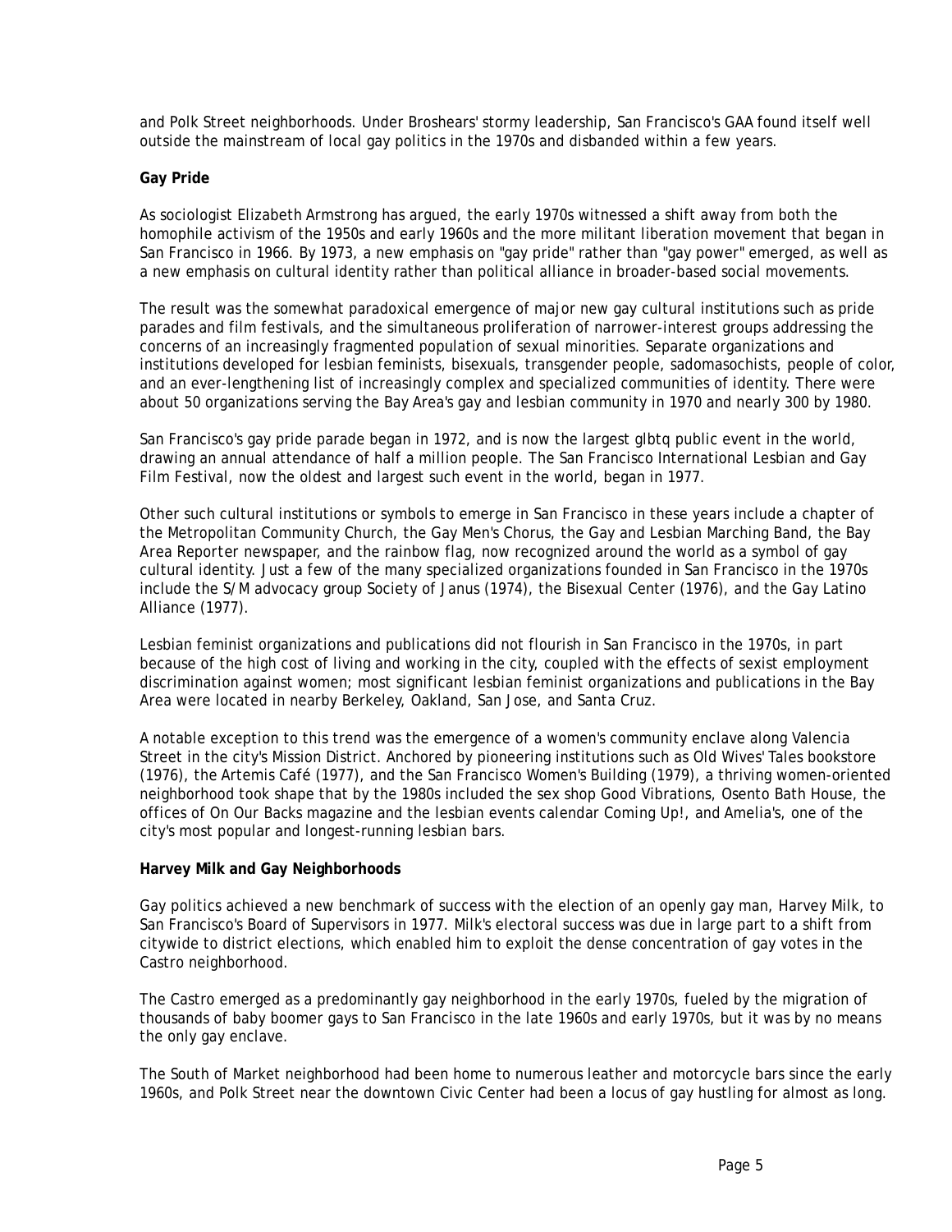and Polk Street neighborhoods. Under Broshears' stormy leadership, San Francisco's GAA found itself well outside the mainstream of local gay politics in the 1970s and disbanded within a few years.

**Gay Pride**

As sociologist Elizabeth Armstrong has argued, the early 1970s witnessed a shift away from both the homophile activism of the 1950s and early 1960s and the more militant liberation movement that began in San Francisco in 1966. By 1973, a new emphasis on "gay pride" rather than "gay power" emerged, as well as a new emphasis on cultural identity rather than political alliance in broader-based social movements.

The result was the somewhat paradoxical emergence of major new gay cultural institutions such as pride parades and film festivals, and the simultaneous proliferation of narrower-interest groups addressing the concerns of an increasingly fragmented population of sexual minorities. Separate organizations and institutions developed for lesbian feminists, bisexuals, transgender people, sadomasochists, people of color, and an ever-lengthening list of increasingly complex and specialized communities of identity. There were about 50 organizations serving the Bay Area's gay and lesbian community in 1970 and nearly 300 by 1980.

San Francisco's gay pride parade began in 1972, and is now the largest glbtq public event in the world, drawing an annual attendance of half a million people. The San Francisco International Lesbian and Gay Film Festival, now the oldest and largest such event in the world, began in 1977.

Other such cultural institutions or symbols to emerge in San Francisco in these years include a chapter of the Metropolitan Community Church, the Gay Men's Chorus, the Gay and Lesbian Marching Band, the *Bay Area Reporter* newspaper, and the rainbow flag, now recognized around the world as a symbol of gay cultural identity. Just a few of the many specialized organizations founded in San Francisco in the 1970s include the S/M advocacy group Society of Janus (1974), the Bisexual Center (1976), and the Gay Latino Alliance (1977).

Lesbian feminist organizations and publications did not flourish in San Francisco in the 1970s, in part because of the high cost of living and working in the city, coupled with the effects of sexist employment discrimination against women; most significant lesbian feminist organizations and publications in the Bay Area were located in nearby Berkeley, Oakland, San Jose, and Santa Cruz.

A notable exception to this trend was the emergence of a women's community enclave along Valencia Street in the city's Mission District. Anchored by pioneering institutions such as Old Wives' Tales bookstore (1976), the Artemis Café (1977), and the San Francisco Women's Building (1979), a thriving women-oriented neighborhood took shape that by the 1980s included the sex shop Good Vibrations, Osento Bath House, the offices of *On Our Backs* magazine and the lesbian events calendar *Coming Up!*, and Amelia's, one of the city's most popular and longest-running lesbian bars.

**Harvey Milk and Gay Neighborhoods**

Gay politics achieved a new benchmark of success with the election of an openly gay man, Harvey Milk, to San Francisco's Board of Supervisors in 1977. Milk's electoral success was due in large part to a shift from citywide to district elections, which enabled him to exploit the dense concentration of gay votes in the Castro neighborhood.

The Castro emerged as a predominantly gay neighborhood in the early 1970s, fueled by the migration of thousands of baby boomer gays to San Francisco in the late 1960s and early 1970s, but it was by no means the only gay enclave.

The South of Market neighborhood had been home to numerous leather and motorcycle bars since the early 1960s, and Polk Street near the downtown Civic Center had been a locus of gay hustling for almost as long.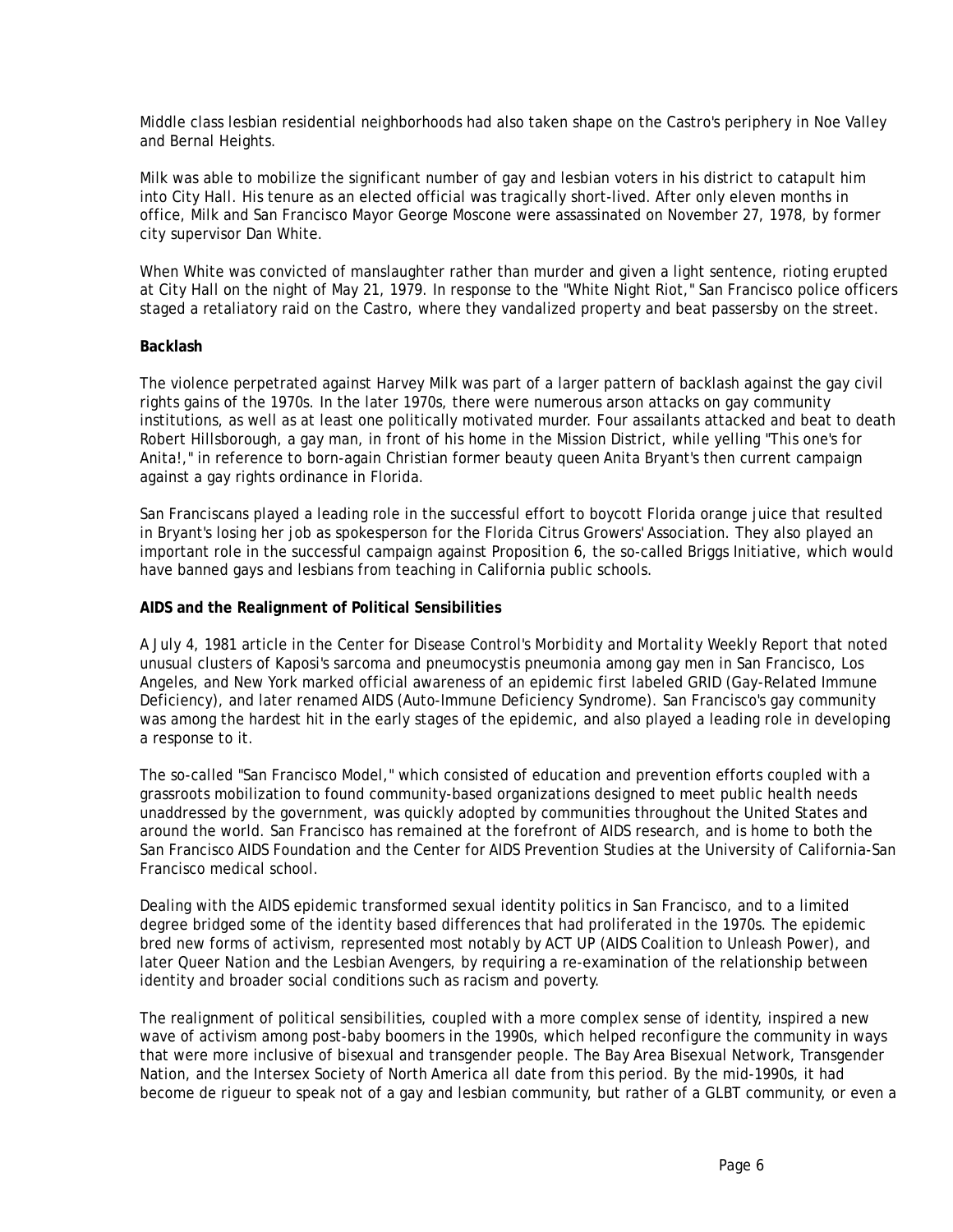Middle class lesbian residential neighborhoods had also taken shape on the Castro's periphery in Noe Valley and Bernal Heights.

Milk was able to mobilize the significant number of gay and lesbian voters in his district to catapult him into City Hall. His tenure as an elected official was tragically short-lived. After only eleven months in office, Milk and San Francisco Mayor George Moscone were assassinated on November 27, 1978, by former city supervisor Dan White.

When White was convicted of manslaughter rather than murder and given a light sentence, rioting erupted at City Hall on the night of May 21, 1979. In response to the "White Night Riot," San Francisco police officers staged a retaliatory raid on the Castro, where they vandalized property and beat passersby on the street.

**Backlash**

The violence perpetrated against Harvey Milk was part of a larger pattern of backlash against the gay civil rights gains of the 1970s. In the later 1970s, there were numerous arson attacks on gay community institutions, as well as at least one politically motivated murder. Four assailants attacked and beat to death Robert Hillsborough, a gay man, in front of his home in the Mission District, while yelling "This one's for Anita!," in reference to born-again Christian former beauty queen Anita Bryant's then current campaign against a gay rights ordinance in Florida.

San Franciscans played a leading role in the successful effort to boycott Florida orange juice that resulted in Bryant's losing her job as spokesperson for the Florida Citrus Growers' Association. They also played an important role in the successful campaign against Proposition 6, the so-called Briggs Initiative, which would have banned gays and lesbians from teaching in California public schools.

**AIDS and the Realignment of Political Sensibilities**

A July 4, 1981 article in the Center for Disease Control's *Morbidity and Mortality Weekly Report* that noted unusual clusters of Kaposi's sarcoma and pneumocystis pneumonia among gay men in San Francisco, Los Angeles, and New York marked official awareness of an epidemic first labeled GRID (Gay-Related Immune Deficiency), and later renamed AIDS (Auto-Immune Deficiency Syndrome). San Francisco's gay community was among the hardest hit in the early stages of the epidemic, and also played a leading role in developing a response to it.

The so-called "San Francisco Model," which consisted of education and prevention efforts coupled with a grassroots mobilization to found community-based organizations designed to meet public health needs unaddressed by the government, was quickly adopted by communities throughout the United States and around the world. San Francisco has remained at the forefront of AIDS research, and is home to both the San Francisco AIDS Foundation and the Center for AIDS Prevention Studies at the University of California-San Francisco medical school.

Dealing with the AIDS epidemic transformed sexual identity politics in San Francisco, and to a limited degree bridged some of the identity based differences that had proliferated in the 1970s. The epidemic bred new forms of activism, represented most notably by ACT UP (AIDS Coalition to Unleash Power), and later Queer Nation and the Lesbian Avengers, by requiring a re-examination of the relationship between identity and broader social conditions such as racism and poverty.

The realignment of political sensibilities, coupled with a more complex sense of identity, inspired a new wave of activism among post-baby boomers in the 1990s, which helped reconfigure the community in ways that were more inclusive of bisexual and transgender people. The Bay Area Bisexual Network, Transgender Nation, and the Intersex Society of North America all date from this period. By the mid-1990s, it had become de rigueur to speak not of a gay and lesbian community, but rather of a GLBT community, or even a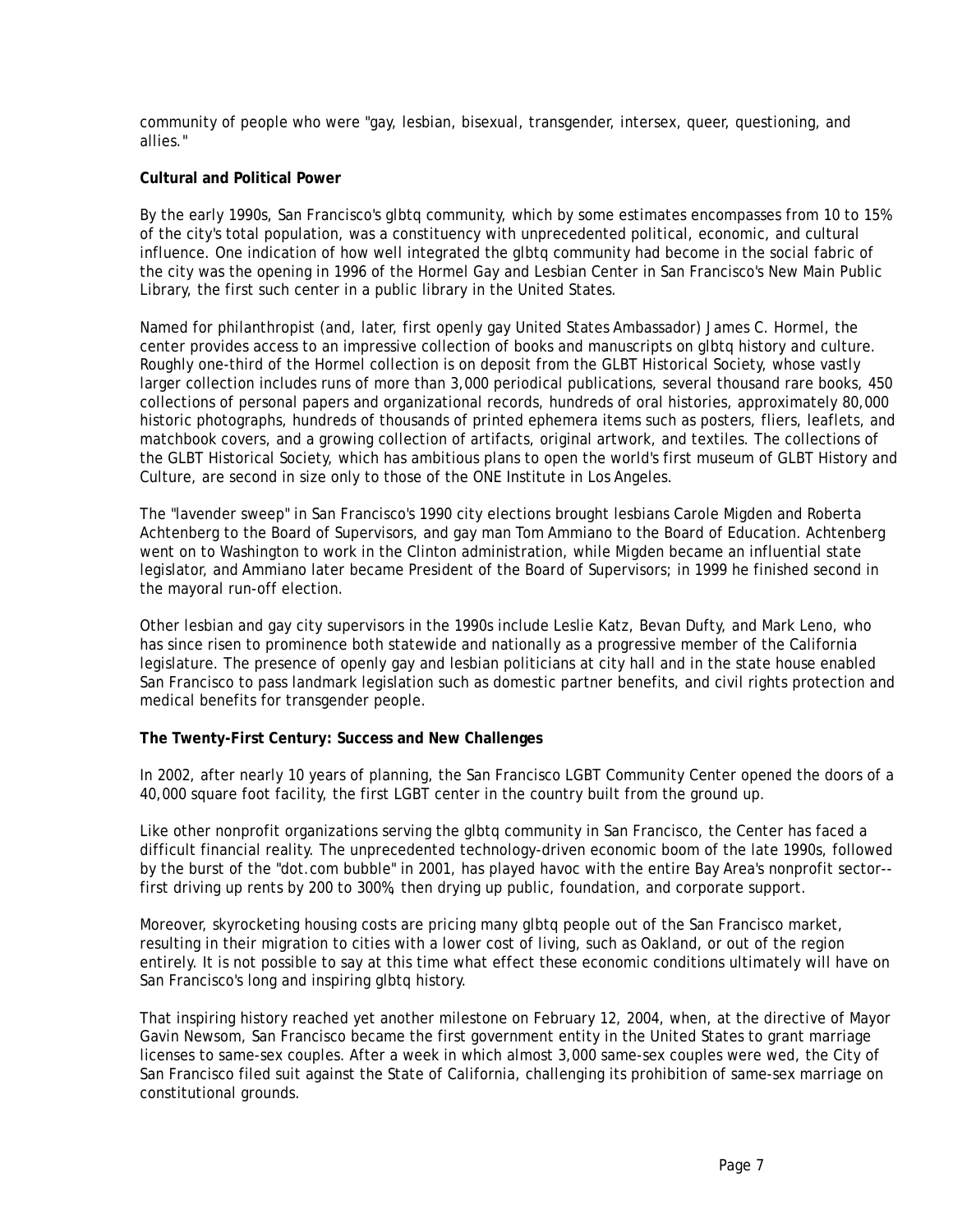community of people who were "gay, lesbian, bisexual, transgender, intersex, queer, questioning, and allies."

**Cultural and Political Power**

By the early 1990s, San Francisco's glbtq community, which by some estimates encompasses from 10 to 15% of the city's total population, was a constituency with unprecedented political, economic, and cultural influence. One indication of how well integrated the glbtq community had become in the social fabric of the city was the opening in 1996 of the Hormel Gay and Lesbian Center in San Francisco's New Main Public Library, the first such center in a public library in the United States.

Named for philanthropist (and, later, first openly gay United States Ambassador) James C. Hormel, the center provides access to an impressive collection of books and manuscripts on glbtq history and culture. Roughly one-third of the Hormel collection is on deposit from the GLBT Historical Society, whose vastly larger collection includes runs of more than 3,000 periodical publications, several thousand rare books, 450 collections of personal papers and organizational records, hundreds of oral histories, approximately 80,000 historic photographs, hundreds of thousands of printed ephemera items such as posters, fliers, leaflets, and matchbook covers, and a growing collection of artifacts, original artwork, and textiles. The collections of the GLBT Historical Society, which has ambitious plans to open the world's first museum of GLBT History and Culture, are second in size only to those of the ONE Institute in Los Angeles.

The "lavender sweep" in San Francisco's 1990 city elections brought lesbians Carole Migden and Roberta Achtenberg to the Board of Supervisors, and gay man Tom Ammiano to the Board of Education. Achtenberg went on to Washington to work in the Clinton administration, while Migden became an influential state legislator, and Ammiano later became President of the Board of Supervisors; in 1999 he finished second in the mayoral run-off election.

Other lesbian and gay city supervisors in the 1990s include Leslie Katz, Bevan Dufty, and Mark Leno, who has since risen to prominence both statewide and nationally as a progressive member of the California legislature. The presence of openly gay and lesbian politicians at city hall and in the state house enabled San Francisco to pass landmark legislation such as domestic partner benefits, and civil rights protection and medical benefits for transgender people.

**The Twenty-First Century: Success and New Challenges**

In 2002, after nearly 10 years of planning, the San Francisco LGBT Community Center opened the doors of a 40,000 square foot facility, the first LGBT center in the country built from the ground up.

Like other nonprofit organizations serving the glbtq community in San Francisco, the Center has faced a difficult financial reality. The unprecedented technology-driven economic boom of the late 1990s, followed by the burst of the "dot.com bubble" in 2001, has played havoc with the entire Bay Area's nonprofit sector--first driving up rents by 200 to 300%, then drying up public, foundation, and corporate support.

Moreover, skyrocketing housing costs are pricing many glbtq people out of the San Francisco market, resulting in their migration to cities with a lower cost of living, such as Oakland, or out of the region entirely. It is not possible to say at this time what effect these economic conditions ultimately will have on San Francisco's long and inspiring glbtq history.

That inspiring history reached yet another milestone on February 12, 2004, when, at the directive of Mayor Gavin Newsom, San Francisco became the first government entity in the United States to grant marriage licenses to same-sex couples. After a week in which almost 3,000 same-sex couples were wed, the City of San Francisco filed suit against the State of California, challenging its prohibition of same-sex marriage on constitutional grounds.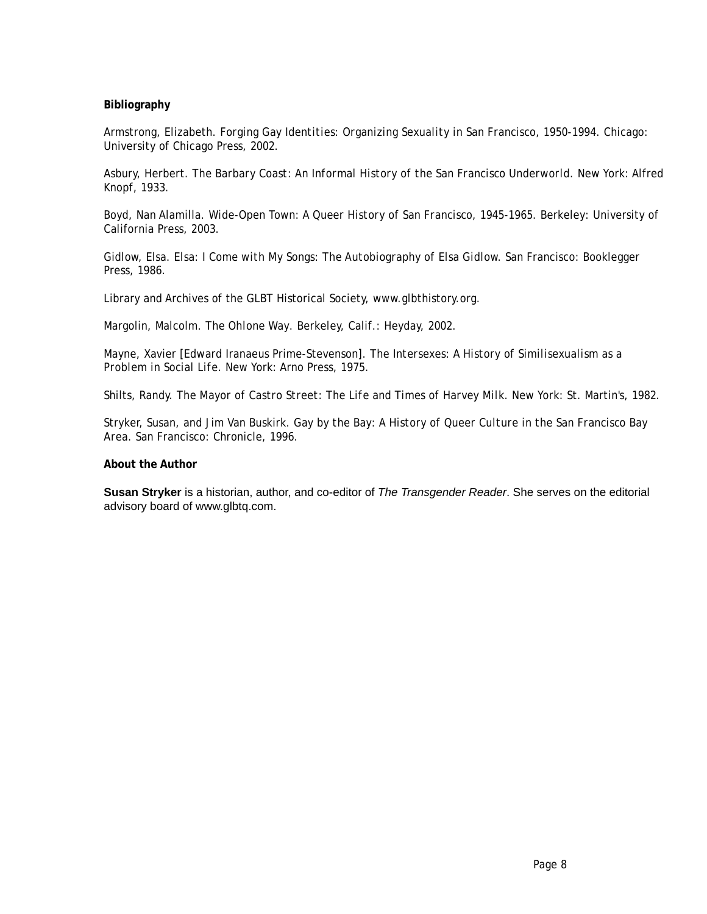**Bibliography**

Armstrong, Elizabeth. Forging Gay Identities: Organizing Sexuality in San Francisco, 1950-1994. Chicago: University of Chicago Press, 2002.

Asbury, Herbert. The Barbary Coast: An Informal History of the San Francisco Underworld. New York: Alfred Knopf, 1933.

Boyd, Nan Alamilla. Wide-Open Town: A Queer History of San Francisco, 1945-1965. Berkeley: University of California Press, 2003.

Gidlow, Elsa. Elsa: I Come with My Songs: The Autobiography of Elsa Gidlow. San Francisco: Booklegger Press, 1986.

Library and Archives of the GLBT Historical Society, www.glbthistory.org.

Margolin, Malcolm. The Ohlone Way. Berkeley, Calif.: Heyday, 2002.

Mayne, Xavier [Edward Iranaeus Prime-Stevenson]. The Intersexes: A History of Similisexualism as a Problem in Social Life. New York: Arno Press, 1975.

Shilts, Randy. The Mayor of Castro Street: The Life and Times of Harvey Milk. New York: St. Martin's, 1982.

Stryker, Susan, and Jim Van Buskirk. Gay by the Bay: A History of Queer Culture in the San Francisco Bay Area. San Francisco: Chronicle, 1996.

**About the Author**

**Susan Stryker** is a historian, author, and co-editor of *The Transgender Reader*. She serves on the editorial advisory board of www.glbtq.com.